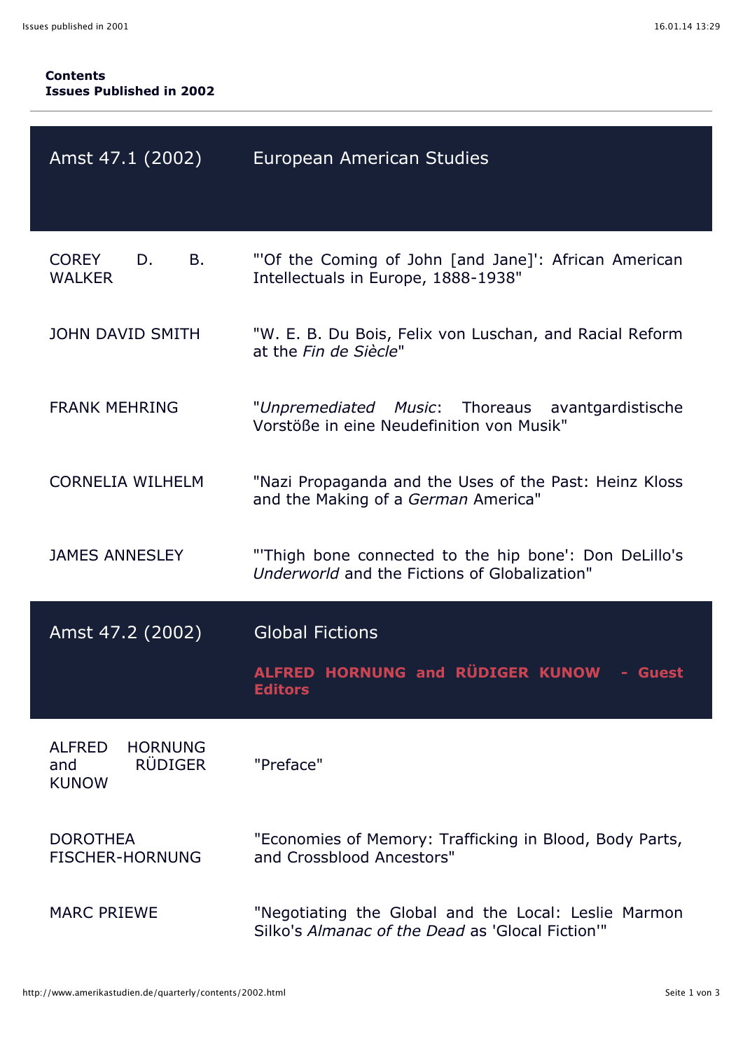**Contents**
**Issues Published in 2002**

| Amst 47.1 (2002) | European American Studies |
| --- | --- |
| COREY D. B. WALKER | "'Of the Coming of John [and Jane]': African American Intellectuals in Europe, 1888-1938" |
| JOHN DAVID SMITH | "W. E. B. Du Bois, Felix von Luschan, and Racial Reform at the *Fin de Siècle*" |
| FRANK MEHRING | "*Unpremediated Music*: Thoreaus avantgardistische Vorstöße in eine Neudefinition von Musik" |
| CORNELIA WILHELM | "Nazi Propaganda and the Uses of the Past: Heinz Kloss and the Making of a *German* America" |
| JAMES ANNESLEY | "'Thigh bone connected to the hip bone': Don DeLillo's *Underworld* and the Fictions of Globalization" |

| Amst 47.2 (2002) | Global Fictions<br>**ALFRED HORNUNG and RÜDIGER KUNOW - Guest Editors** |
| --- | --- |
| ALFRED HORNUNG and RÜDIGER KUNOW | "Preface" |
| DOROTHEA FISCHER-HORNUNG | "Economies of Memory: Trafficking in Blood, Body Parts, and Crossblood Ancestors" |
| MARC PRIEWE | "Negotiating the Global and the Local: Leslie Marmon Silko's *Almanac of the Dead* as 'Glocal Fiction'" |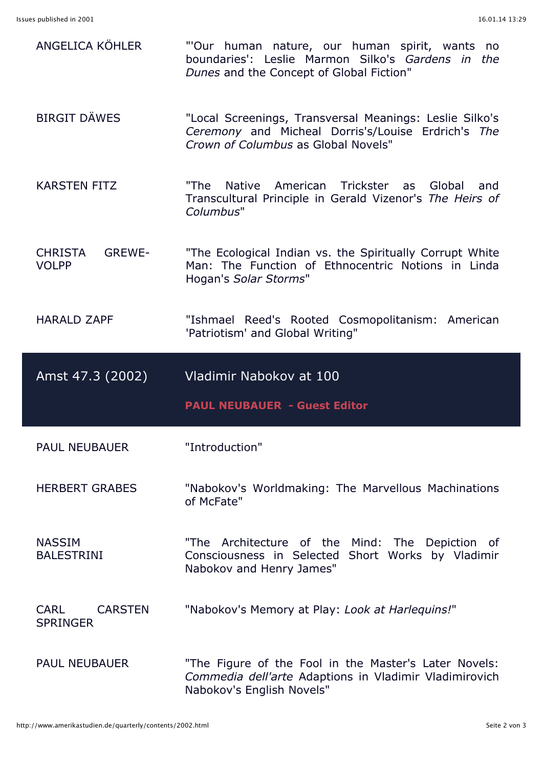| | |
|---|---|
| ANGELICA KÖHLER | "'Our human nature, our human spirit, wants no boundaries': Leslie Marmon Silko's *Gardens in the Dunes* and the Concept of Global Fiction" |
| BIRGIT DÄWES | "Local Screenings, Transversal Meanings: Leslie Silko's *Ceremony* and Micheal Dorris's/Louise Erdrich's *The Crown of Columbus* as Global Novels" |
| KARSTEN FITZ | "The Native American Trickster as Global and Transcultural Principle in Gerald Vizenor's *The Heirs of Columbus*" |
| CHRISTA GREWE-VOLPP | "The Ecological Indian vs. the Spiritually Corrupt White Man: The Function of Ethnocentric Notions in Linda Hogan's *Solar Storms*" |
| HARALD ZAPF | "Ishmael Reed's Rooted Cosmopolitanism: American 'Patriotism' and Global Writing" |

## Amst 47.3 (2002) — Vladimir Nabokov at 100

**PAUL NEUBAUER - Guest Editor**

| | |
|---|---|
| PAUL NEUBAUER | "Introduction" |
| HERBERT GRABES | "Nabokov's Worldmaking: The Marvellous Machinations of McFate" |
| NASSIM BALESTRINI | "The Architecture of the Mind: The Depiction of Consciousness in Selected Short Works by Vladimir Nabokov and Henry James" |
| CARL CARSTEN SPRINGER | "Nabokov's Memory at Play: *Look at Harlequins!*" |
| PAUL NEUBAUER | "The Figure of the Fool in the Master's Later Novels: *Commedia dell'arte* Adaptions in Vladimir Vladimirovich Nabokov's English Novels" |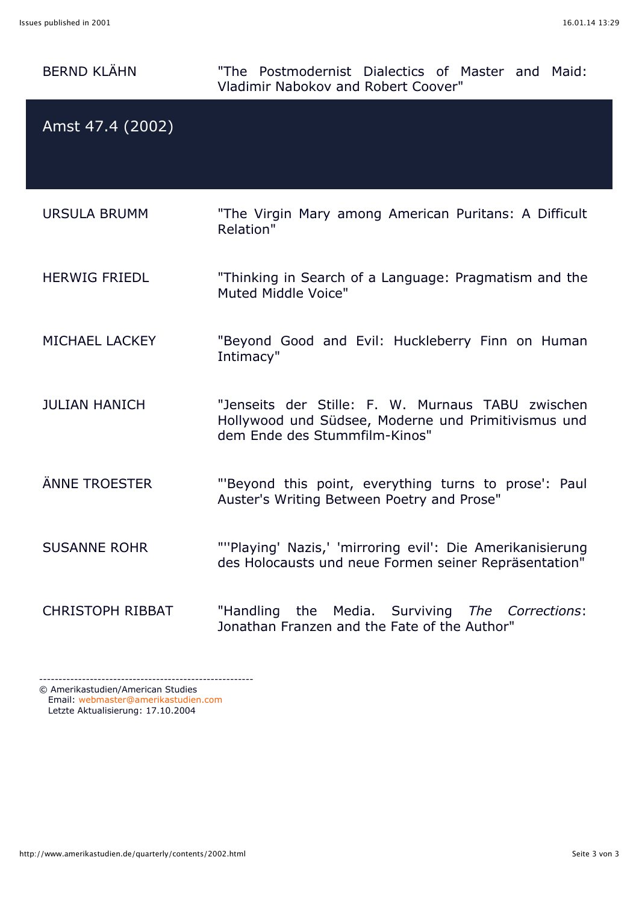BERND KLÄHN "The Postmodernist Dialectics of Master and Maid: Vladimir Nabokov and Robert Coover"

## Amst 47.4 (2002)

URSULA BRUMM "The Virgin Mary among American Puritans: A Difficult Relation"

HERWIG FRIEDL "Thinking in Search of a Language: Pragmatism and the Muted Middle Voice"

MICHAEL LACKEY "Beyond Good and Evil: Huckleberry Finn on Human Intimacy"

JULIAN HANICH "Jenseits der Stille: F. W. Murnaus TABU zwischen Hollywood und Südsee, Moderne und Primitivismus und dem Ende des Stummfilm-Kinos"

ÄNNE TROESTER "'Beyond this point, everything turns to prose': Paul Auster's Writing Between Poetry and Prose"

SUSANNE ROHR "'Playing' Nazis,' 'mirroring evil': Die Amerikanisierung des Holocausts und neue Formen seiner Repräsentation"

CHRISTOPH RIBBAT "Handling the Media. Surviving *The Corrections*: Jonathan Franzen and the Fate of the Author"

------------------------------------------------------

© Amerikastudien/American Studies
Email: webmaster@amerikastudien.com
Letzte Aktualisierung: 17.10.2004